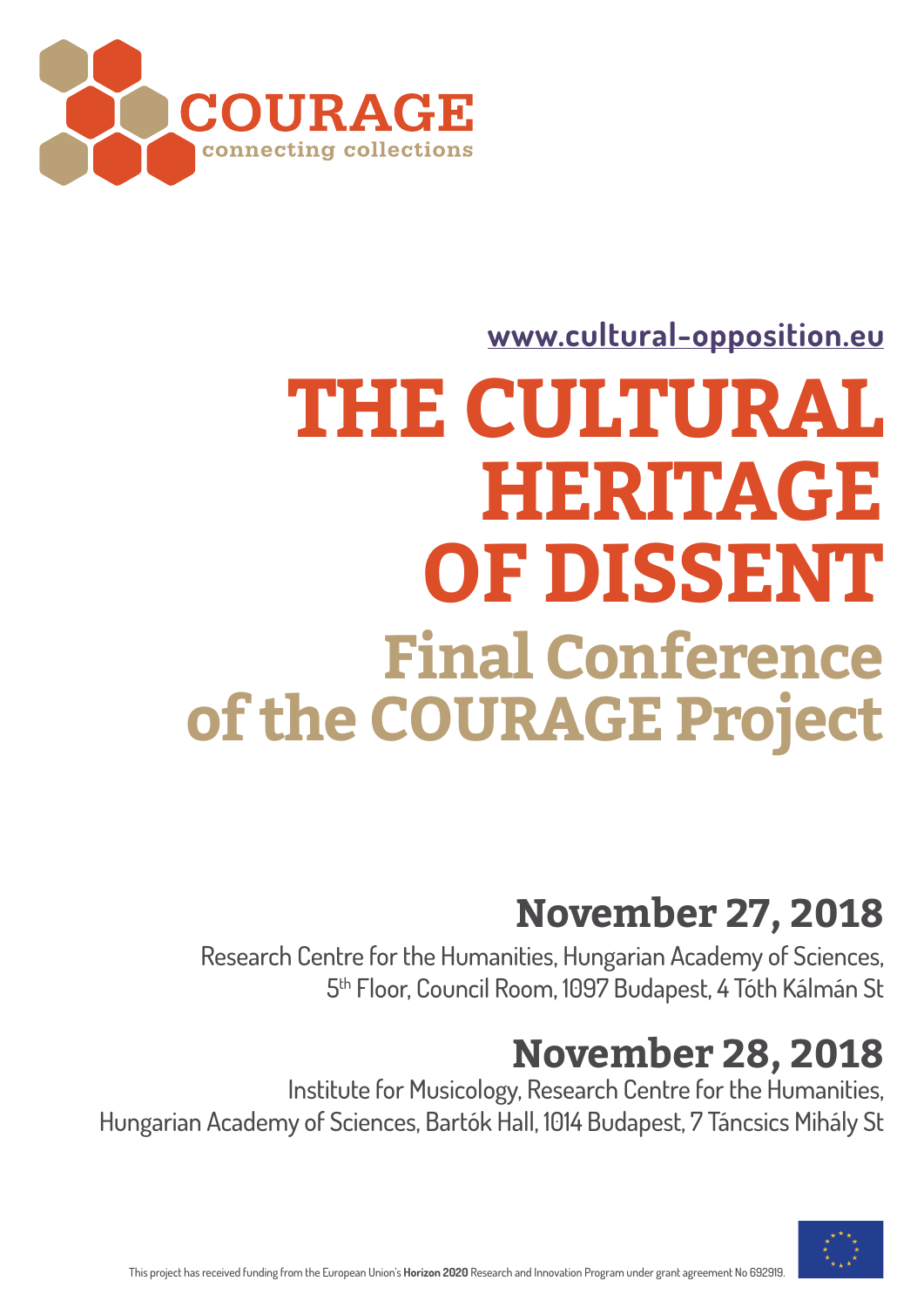COURAGE

connecting collections

www.cultural-opposition.eu

# THE CULTURAL HERITAGE OF DISSENT

## Final Conference of the COURAGE Project

## November 27, 2018

Research Centre for the Humanities, Hungarian Academy of Sciences, 5th Floor, Council Room, 1097 Budapest, 4 Tóth Kálmán St

## November 28, 2018

Institute for Musicology, Research Centre for the Humanities, Hungarian Academy of Sciences, Bartók Hall, 1014 Budapest, 7 Táncsics Mihály St

This project has received funding from the European Union's **Horizon 2020** Research and Innovation Program under grant agreement No 692919.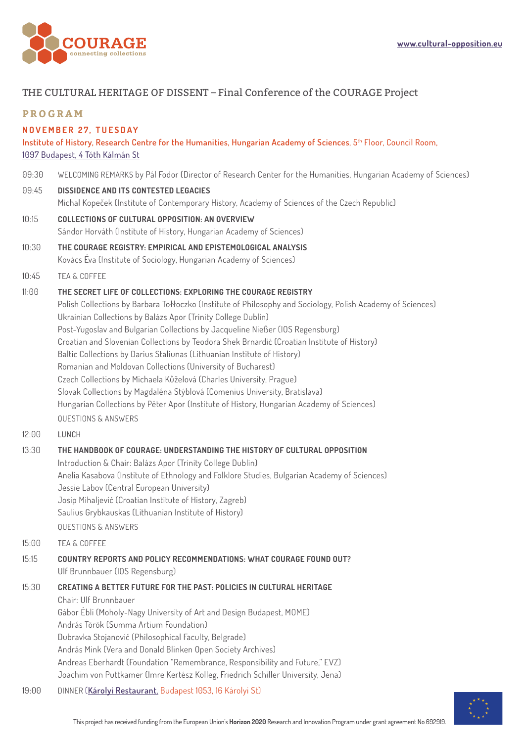www.cultural-opposition.eu

# THE CULTURAL HERITAGE OF DISSENT – Final Conference of the COURAGE Project

## PROGRAM

### NOVEMBER 27, TUESDAY

Institute of History, Research Centre for the Humanities, Hungarian Academy of Sciences, 5th Floor, Council Room, 1097 Budapest, 4 Tóth Kálmán St

09:30 WELCOMING REMARKS by Pál Fodor (Director of Research Center for the Humanities, Hungarian Academy of Sciences)

09:45 **DISSIDENCE AND ITS CONTESTED LEGACIES**
Michal Kopeček (Institute of Contemporary History, Academy of Sciences of the Czech Republic)

10:15 **COLLECTIONS OF CULTURAL OPPOSITION: AN OVERVIEW**
Sándor Horváth (Institute of History, Hungarian Academy of Sciences)

10:30 **THE COURAGE REGISTRY: EMPIRICAL AND EPISTEMOLOGICAL ANALYSIS**
Kovács Éva (Institute of Sociology, Hungarian Academy of Sciences)

10:45 TEA & COFFEE

11:00 **THE SECRET LIFE OF COLLECTIONS: EXPLORING THE COURAGE REGISTRY**
Polish Collections by Barbara Tołłoczko (Institute of Philosophy and Sociology, Polish Academy of Sciences)
Ukrainian Collections by Balázs Apor (Trinity College Dublin)
Post-Yugoslav and Bulgarian Collections by Jacqueline Nießer (IOS Regensburg)
Croatian and Slovenian Collections by Teodora Shek Brnardić (Croatian Institute of History)
Baltic Collections by Darius Staliunas (Lithuanian Institute of History)
Romanian and Moldovan Collections (University of Bucharest)
Czech Collections by Michaela Kůželová (Charles University, Prague)
Slovak Collections by Magdaléna Stýblová (Comenius University, Bratislava)
Hungarian Collections by Péter Apor (Institute of History, Hungarian Academy of Sciences)
QUESTIONS & ANSWERS

12:00 LUNCH

13:30 **THE HANDBOOK OF COURAGE: UNDERSTANDING THE HISTORY OF CULTURAL OPPOSITION**
Introduction & Chair: Balázs Apor (Trinity College Dublin)
Anelia Kasabova (Institute of Ethnology and Folklore Studies, Bulgarian Academy of Sciences)
Jessie Labov (Central European University)
Josip Mihaljević (Croatian Institute of History, Zagreb)
Saulius Grybkauskas (Lithuanian Institute of History)
QUESTIONS & ANSWERS

15:00 TEA & COFFEE

15:15 **COUNTRY REPORTS AND POLICY RECOMMENDATIONS: WHAT COURAGE FOUND OUT?**
Ulf Brunnbauer (IOS Regensburg)

15:30 **CREATING A BETTER FUTURE FOR THE PAST: POLICIES IN CULTURAL HERITAGE**
Chair: Ulf Brunnbauer
Gábor Ébli (Moholy-Nagy University of Art and Design Budapest, MOME)
András Török (Summa Artium Foundation)
Dubravka Stojanović (Philosophical Faculty, Belgrade)
András Mink (Vera and Donald Blinken Open Society Archives)
Andreas Eberhardt (Foundation "Remembrance, Responsibility and Future," EVZ)
Joachim von Puttkamer (Imre Kertész Kolleg, Friedrich Schiller University, Jena)

19:00 DINNER (Károlyi Restaurant, Budapest 1053, 16 Károlyi St)

This project has received funding from the European Union's **Horizon 2020** Research and Innovation Program under grant agreement No 692919.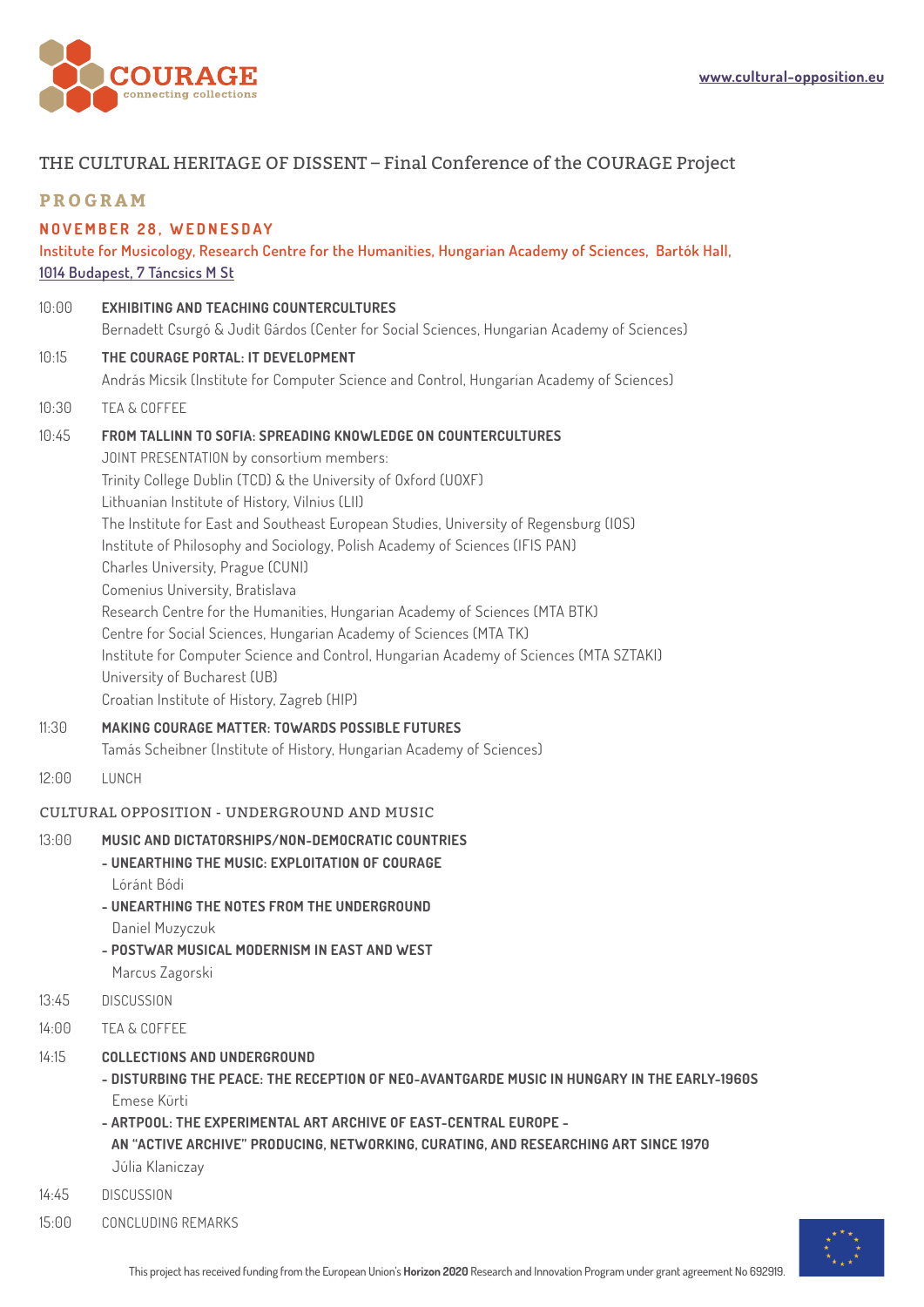www.cultural-opposition.eu

# THE CULTURAL HERITAGE OF DISSENT – Final Conference of the COURAGE Project

## PROGRAM

### NOVEMBER 28, WEDNESDAY

Institute for Musicology, Research Centre for the Humanities, Hungarian Academy of Sciences, Bartók Hall, 1014 Budapest, 7 Táncsics M St

10:00 **EXHIBITING AND TEACHING COUNTERCULTURES**
Bernadett Csurgó & Judit Gárdos (Center for Social Sciences, Hungarian Academy of Sciences)

10:15 **THE COURAGE PORTAL: IT DEVELOPMENT**
András Micsik (Institute for Computer Science and Control, Hungarian Academy of Sciences)

10:30 TEA & COFFEE

10:45 **FROM TALLINN TO SOFIA: SPREADING KNOWLEDGE ON COUNTERCULTURES**
JOINT PRESENTATION by consortium members:
Trinity College Dublin (TCD) & the University of Oxford (UOXF)
Lithuanian Institute of History, Vilnius (LII)
The Institute for East and Southeast European Studies, University of Regensburg (IOS)
Institute of Philosophy and Sociology, Polish Academy of Sciences (IFIS PAN)
Charles University, Prague (CUNI)
Comenius University, Bratislava
Research Centre for the Humanities, Hungarian Academy of Sciences (MTA BTK)
Centre for Social Sciences, Hungarian Academy of Sciences (MTA TK)
Institute for Computer Science and Control, Hungarian Academy of Sciences (MTA SZTAKI)
University of Bucharest (UB)
Croatian Institute of History, Zagreb (HIP)

11:30 **MAKING COURAGE MATTER: TOWARDS POSSIBLE FUTURES**
Tamás Scheibner (Institute of History, Hungarian Academy of Sciences)

12:00 LUNCH

### CULTURAL OPPOSITION - UNDERGROUND AND MUSIC

13:00 **MUSIC AND DICTATORSHIPS/NON-DEMOCRATIC COUNTRIES**
- **UNEARTHING THE MUSIC: EXPLOITATION OF COURAGE**
  Lóránt Bódi
- **UNEARTHING THE NOTES FROM THE UNDERGROUND**
  Daniel Muzyczuk
- **POSTWAR MUSICAL MODERNISM IN EAST AND WEST**
  Marcus Zagorski

13:45 DISCUSSION

14:00 TEA & COFFEE

14:15 **COLLECTIONS AND UNDERGROUND**
- **DISTURBING THE PEACE: THE RECEPTION OF NEO-AVANTGARDE MUSIC IN HUNGARY IN THE EARLY-1960S**
  Emese Kürti
- **ARTPOOL: THE EXPERIMENTAL ART ARCHIVE OF EAST-CENTRAL EUROPE - AN "ACTIVE ARCHIVE" PRODUCING, NETWORKING, CURATING, AND RESEARCHING ART SINCE 1970**
  Júlia Klaniczay

14:45 DISCUSSION

15:00 CONCLUDING REMARKS

This project has received funding from the European Union's **Horizon 2020** Research and Innovation Program under grant agreement No 692919.